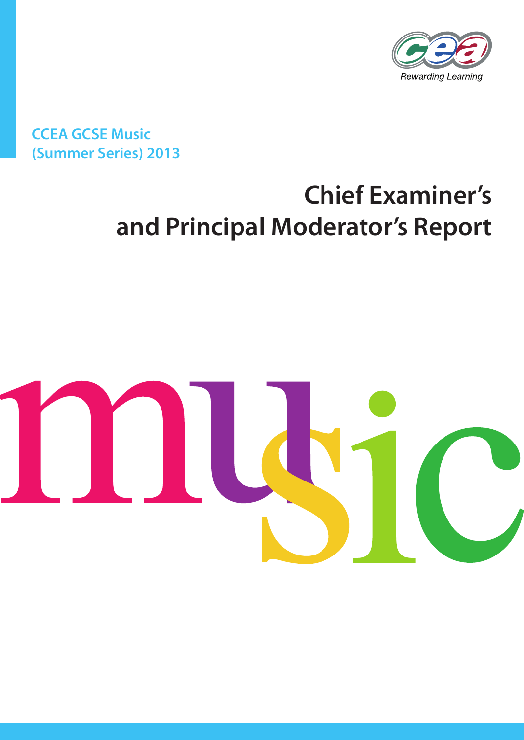CCEA GCSE Music
(Summer Series) 2013

# Chief Examiner's and Principal Moderator's Report

music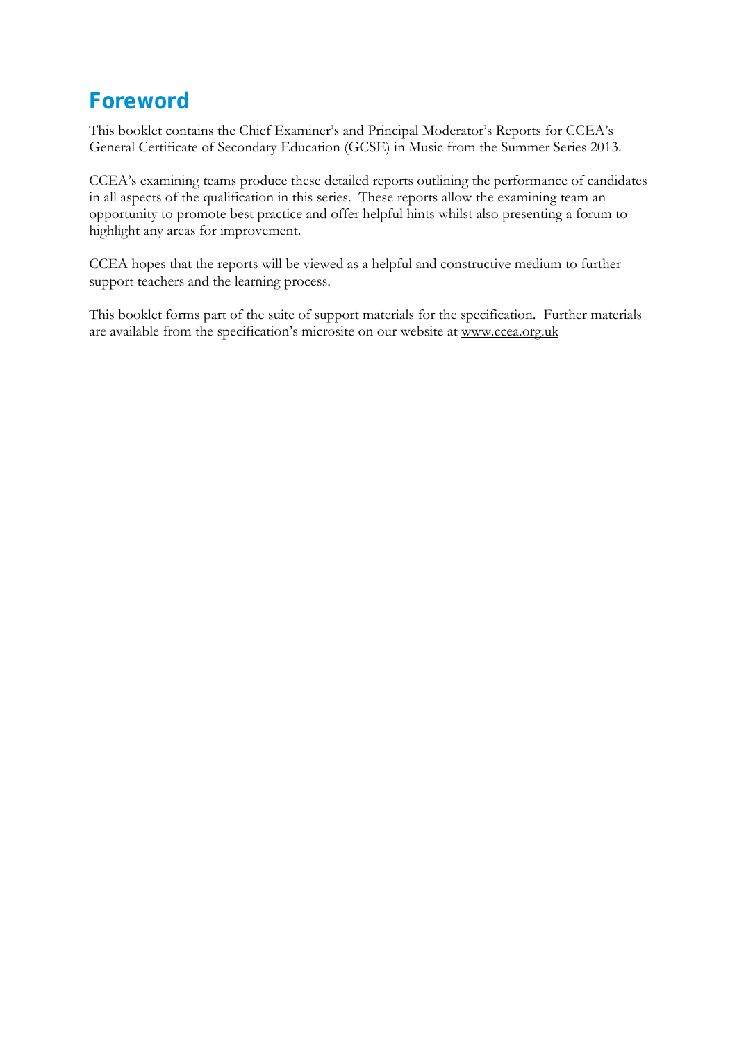# Foreword

This booklet contains the Chief Examiner's and Principal Moderator's Reports for CCEA's General Certificate of Secondary Education (GCSE) in Music from the Summer Series 2013.

CCEA's examining teams produce these detailed reports outlining the performance of candidates in all aspects of the qualification in this series. These reports allow the examining team an opportunity to promote best practice and offer helpful hints whilst also presenting a forum to highlight any areas for improvement.

CCEA hopes that the reports will be viewed as a helpful and constructive medium to further support teachers and the learning process.

This booklet forms part of the suite of support materials for the specification. Further materials are available from the specification's microsite on our website at www.ccea.org.uk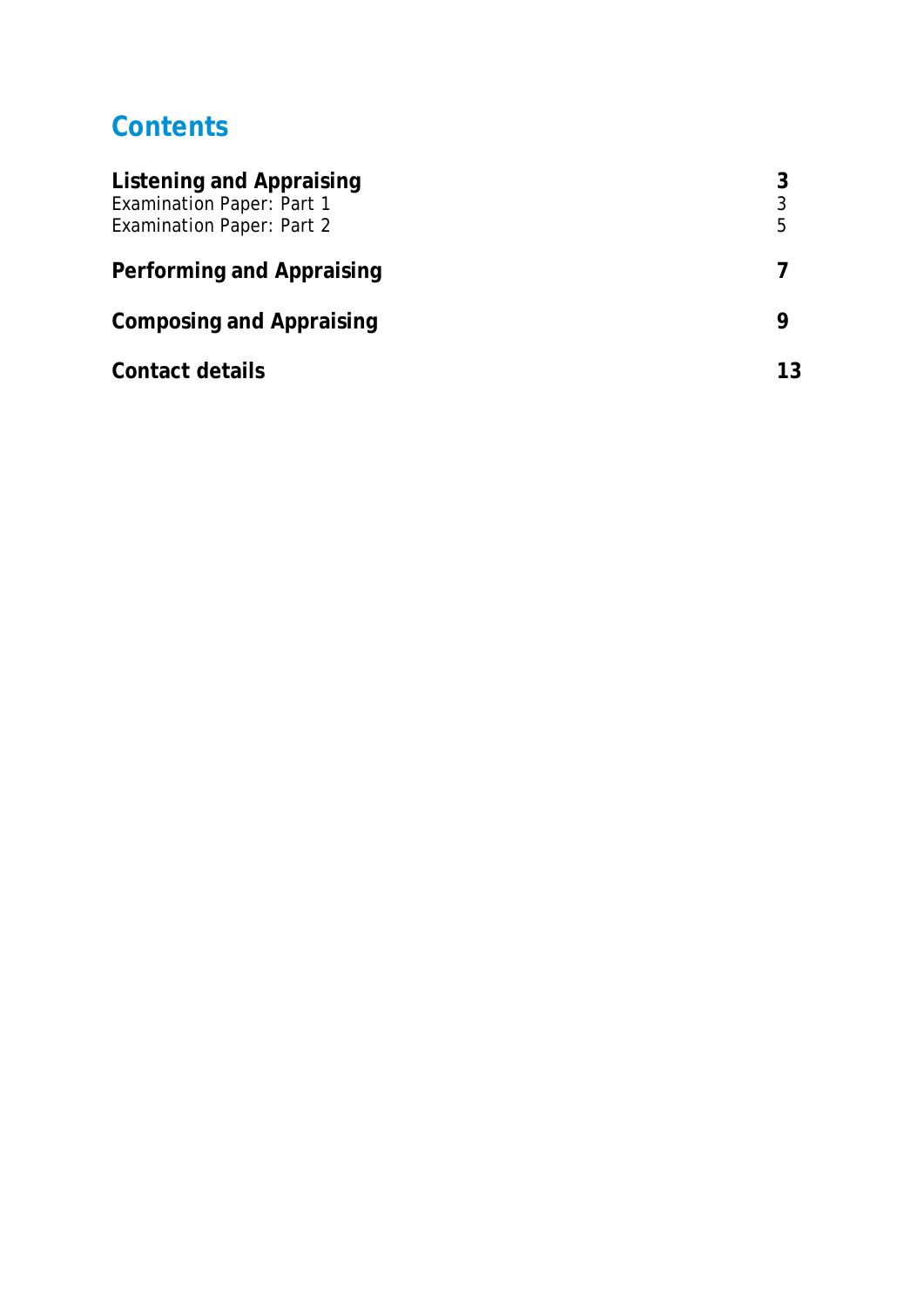# Contents

| | |
|---|---|
| **Listening and Appraising** | **3** |
| Examination Paper: Part 1 | 3 |
| Examination Paper: Part 2 | 5 |
| **Performing and Appraising** | **7** |
| **Composing and Appraising** | **9** |
| **Contact details** | **13** |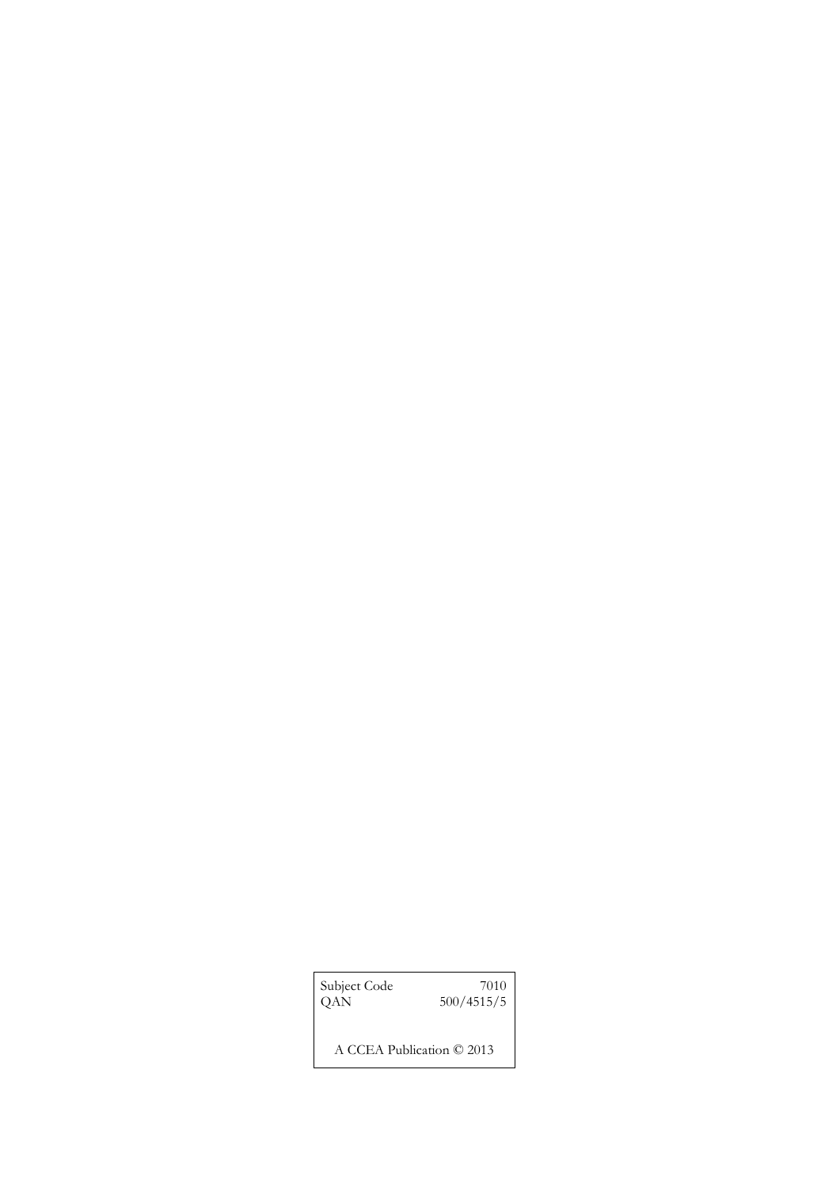| Subject Code | 7010 |
| --- | --- |
| QAN | 500/4515/5 |

A CCEA Publication © 2013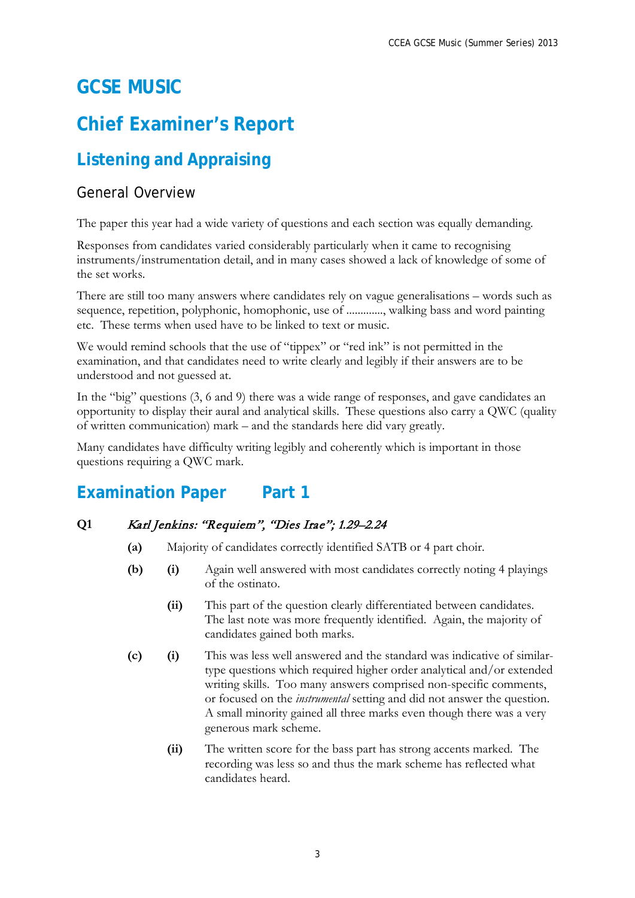# GCSE MUSIC

# Chief Examiner's Report

## Listening and Appraising

### General Overview

The paper this year had a wide variety of questions and each section was equally demanding.

Responses from candidates varied considerably particularly when it came to recognising instruments/instrumentation detail, and in many cases showed a lack of knowledge of some of the set works.

There are still too many answers where candidates rely on vague generalisations – words such as sequence, repetition, polyphonic, homophonic, use of ............, walking bass and word painting etc. These terms when used have to be linked to text or music.

We would remind schools that the use of "tippex" or "red ink" is not permitted in the examination, and that candidates need to write clearly and legibly if their answers are to be understood and not guessed at.

In the "big" questions (3, 6 and 9) there was a wide range of responses, and gave candidates an opportunity to display their aural and analytical skills. These questions also carry a QWC (quality of written communication) mark – and the standards here did vary greatly.

Many candidates have difficulty writing legibly and coherently which is important in those questions requiring a QWC mark.

## Examination Paper    Part 1

**Q1** *Karl Jenkins: "Requiem", "Dies Irae"; 1.29–2.24*

**(a)** Majority of candidates correctly identified SATB or 4 part choir.

**(b)** **(i)** Again well answered with most candidates correctly noting 4 playings of the ostinato.

**(ii)** This part of the question clearly differentiated between candidates. The last note was more frequently identified. Again, the majority of candidates gained both marks.

**(c)** **(i)** This was less well answered and the standard was indicative of similar-type questions which required higher order analytical and/or extended writing skills. Too many answers comprised non-specific comments, or focused on the *instrumental* setting and did not answer the question. A small minority gained all three marks even though there was a very generous mark scheme.

**(ii)** The written score for the bass part has strong accents marked. The recording was less so and thus the mark scheme has reflected what candidates heard.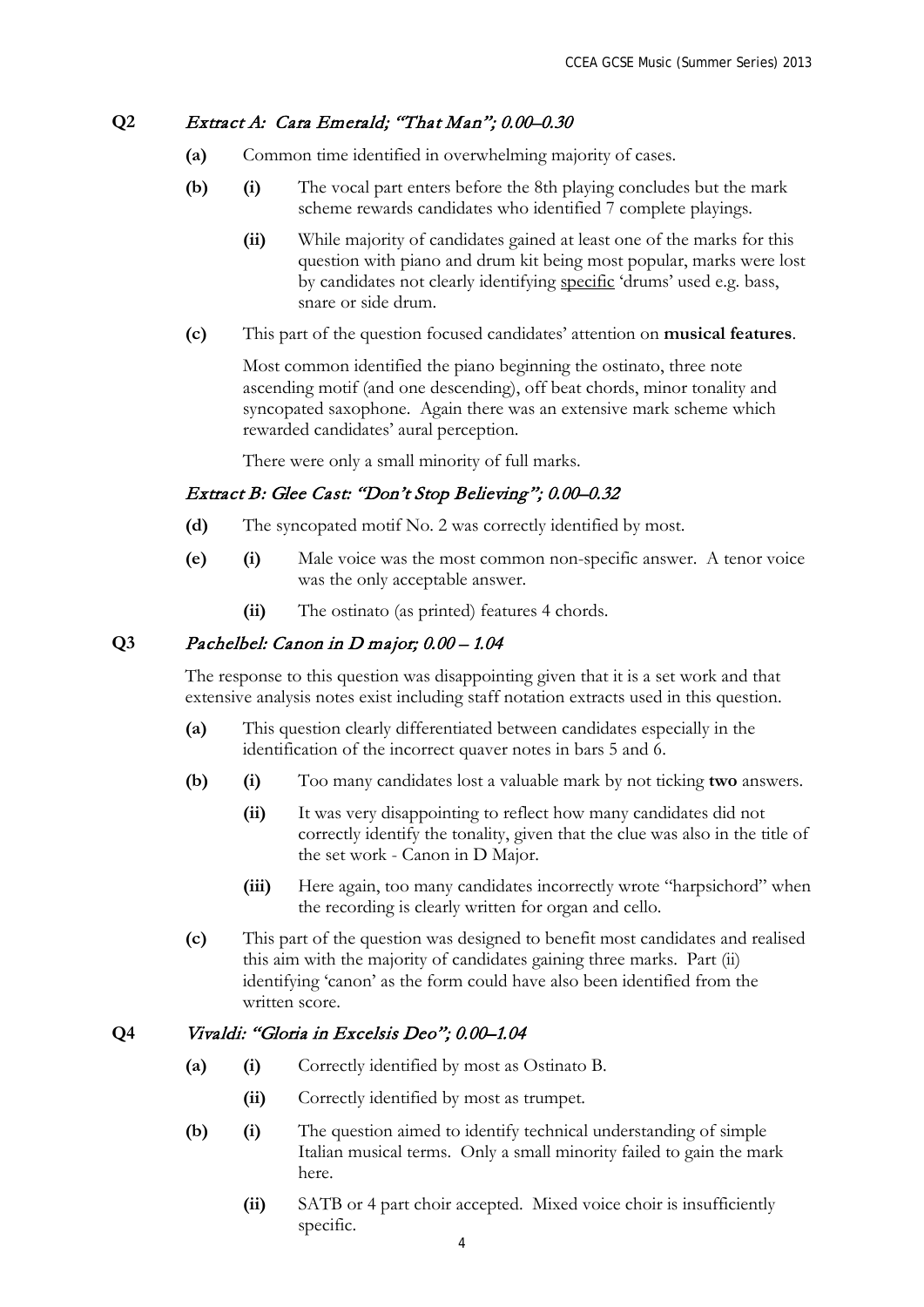**Q2** *Extract A: Cara Emerald; "That Man"; 0.00–0.30*

- **(a)** Common time identified in overwhelming majority of cases.
- **(b)** **(i)** The vocal part enters before the 8th playing concludes but the mark scheme rewards candidates who identified 7 complete playings.
  - **(ii)** While majority of candidates gained at least one of the marks for this question with piano and drum kit being most popular, marks were lost by candidates not clearly identifying specific 'drums' used e.g. bass, snare or side drum.
- **(c)** This part of the question focused candidates' attention on **musical features**.

  Most common identified the piano beginning the ostinato, three note ascending motif (and one descending), off beat chords, minor tonality and syncopated saxophone. Again there was an extensive mark scheme which rewarded candidates' aural perception.

  There were only a small minority of full marks.

*Extract B: Glee Cast: "Don't Stop Believing"; 0.00–0.32*

- **(d)** The syncopated motif No. 2 was correctly identified by most.
- **(e)** **(i)** Male voice was the most common non-specific answer. A tenor voice was the only acceptable answer.
  - **(ii)** The ostinato (as printed) features 4 chords.

**Q3** *Pachelbel: Canon in D major; 0.00 – 1.04*

The response to this question was disappointing given that it is a set work and that extensive analysis notes exist including staff notation extracts used in this question.

- **(a)** This question clearly differentiated between candidates especially in the identification of the incorrect quaver notes in bars 5 and 6.
- **(b)** **(i)** Too many candidates lost a valuable mark by not ticking **two** answers.
  - **(ii)** It was very disappointing to reflect how many candidates did not correctly identify the tonality, given that the clue was also in the title of the set work - Canon in D Major.
  - **(iii)** Here again, too many candidates incorrectly wrote "harpsichord" when the recording is clearly written for organ and cello.
- **(c)** This part of the question was designed to benefit most candidates and realised this aim with the majority of candidates gaining three marks. Part (ii) identifying 'canon' as the form could have also been identified from the written score.

**Q4** *Vivaldi: "Gloria in Excelsis Deo"; 0.00–1.04*

- **(a)** **(i)** Correctly identified by most as Ostinato B.
  - **(ii)** Correctly identified by most as trumpet.
- **(b)** **(i)** The question aimed to identify technical understanding of simple Italian musical terms. Only a small minority failed to gain the mark here.
  - **(ii)** SATB or 4 part choir accepted. Mixed voice choir is insufficiently specific.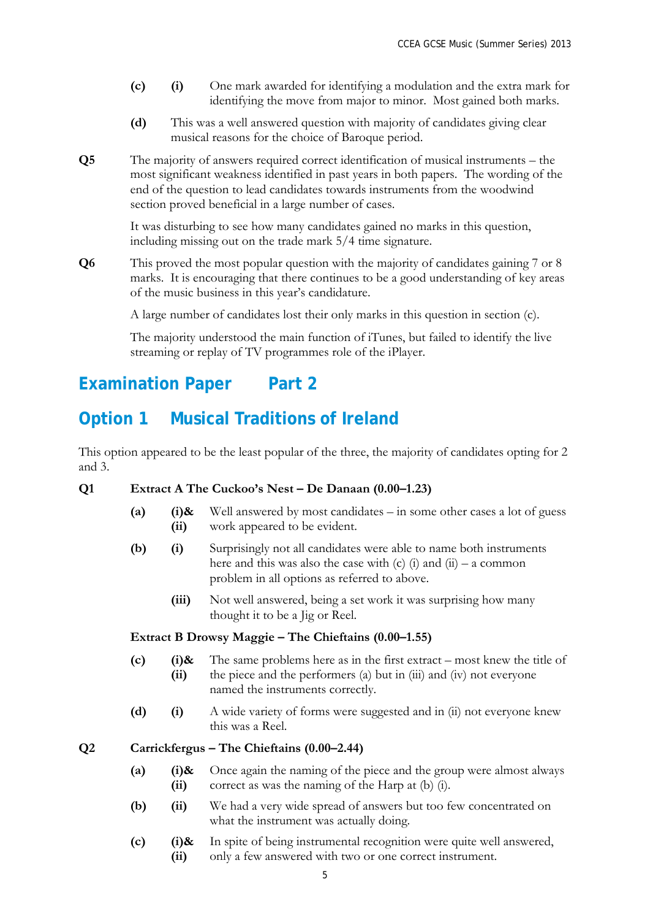**(c)** **(i)** One mark awarded for identifying a modulation and the extra mark for identifying the move from major to minor. Most gained both marks.

**(d)** This was a well answered question with majority of candidates giving clear musical reasons for the choice of Baroque period.

**Q5** The majority of answers required correct identification of musical instruments – the most significant weakness identified in past years in both papers. The wording of the end of the question to lead candidates towards instruments from the woodwind section proved beneficial in a large number of cases.

It was disturbing to see how many candidates gained no marks in this question, including missing out on the trade mark 5/4 time signature.

**Q6** This proved the most popular question with the majority of candidates gaining 7 or 8 marks. It is encouraging that there continues to be a good understanding of key areas of the music business in this year's candidature.

A large number of candidates lost their only marks in this question in section (c).

The majority understood the main function of iTunes, but failed to identify the live streaming or replay of TV programmes role of the iPlayer.

## Examination Paper Part 2

## Option 1 Musical Traditions of Ireland

This option appeared to be the least popular of the three, the majority of candidates opting for 2 and 3.

**Q1** **Extract A The Cuckoo's Nest – De Danaan (0.00–1.23)**

**(a)** **(i)& (ii)** Well answered by most candidates – in some other cases a lot of guess work appeared to be evident.

**(b)** **(i)** Surprisingly not all candidates were able to name both instruments here and this was also the case with (c) (i) and (ii) – a common problem in all options as referred to above.

**(iii)** Not well answered, being a set work it was surprising how many thought it to be a Jig or Reel.

**Extract B Drowsy Maggie – The Chieftains (0.00–1.55)**

**(c)** **(i)& (ii)** The same problems here as in the first extract – most knew the title of the piece and the performers (a) but in (iii) and (iv) not everyone named the instruments correctly.

**(d)** **(i)** A wide variety of forms were suggested and in (ii) not everyone knew this was a Reel.

**Q2** **Carrickfergus – The Chieftains (0.00–2.44)**

**(a)** **(i)& (ii)** Once again the naming of the piece and the group were almost always correct as was the naming of the Harp at (b) (i).

**(b)** **(ii)** We had a very wide spread of answers but too few concentrated on what the instrument was actually doing.

**(c)** **(i)& (ii)** In spite of being instrumental recognition were quite well answered, only a few answered with two or one correct instrument.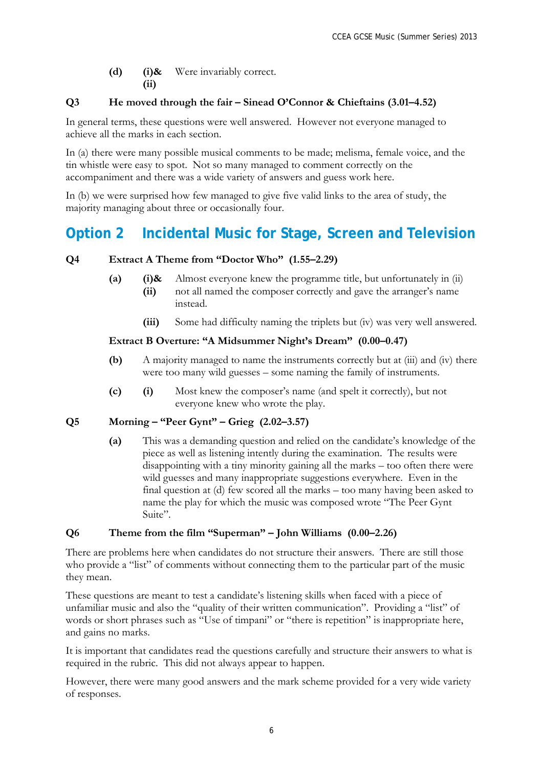**(d)** **(i)& (ii)** Were invariably correct.

**Q3 He moved through the fair – Sinead O'Connor & Chieftains (3.01–4.52)**

In general terms, these questions were well answered. However not everyone managed to achieve all the marks in each section.

In (a) there were many possible musical comments to be made; melisma, female voice, and the tin whistle were easy to spot. Not so many managed to comment correctly on the accompaniment and there was a wide variety of answers and guess work here.

In (b) we were surprised how few managed to give five valid links to the area of study, the majority managing about three or occasionally four.

## Option 2 Incidental Music for Stage, Screen and Television

**Q4 Extract A Theme from "Doctor Who" (1.55–2.29)**

**(a)** **(i)& (ii)** Almost everyone knew the programme title, but unfortunately in (ii) not all named the composer correctly and gave the arranger's name instead.

**(iii)** Some had difficulty naming the triplets but (iv) was very well answered.

**Extract B Overture: "A Midsummer Night's Dream" (0.00–0.47)**

**(b)** A majority managed to name the instruments correctly but at (iii) and (iv) there were too many wild guesses – some naming the family of instruments.

**(c)** **(i)** Most knew the composer's name (and spelt it correctly), but not everyone knew who wrote the play.

**Q5 Morning – "Peer Gynt" – Grieg (2.02–3.57)**

**(a)** This was a demanding question and relied on the candidate's knowledge of the piece as well as listening intently during the examination. The results were disappointing with a tiny minority gaining all the marks – too often there were wild guesses and many inappropriate suggestions everywhere. Even in the final question at (d) few scored all the marks – too many having been asked to name the play for which the music was composed wrote "The Peer Gynt Suite".

**Q6 Theme from the film "Superman" – John Williams (0.00–2.26)**

There are problems here when candidates do not structure their answers. There are still those who provide a "list" of comments without connecting them to the particular part of the music they mean.

These questions are meant to test a candidate's listening skills when faced with a piece of unfamiliar music and also the "quality of their written communication". Providing a "list" of words or short phrases such as "Use of timpani" or "there is repetition" is inappropriate here, and gains no marks.

It is important that candidates read the questions carefully and structure their answers to what is required in the rubric. This did not always appear to happen.

However, there were many good answers and the mark scheme provided for a very wide variety of responses.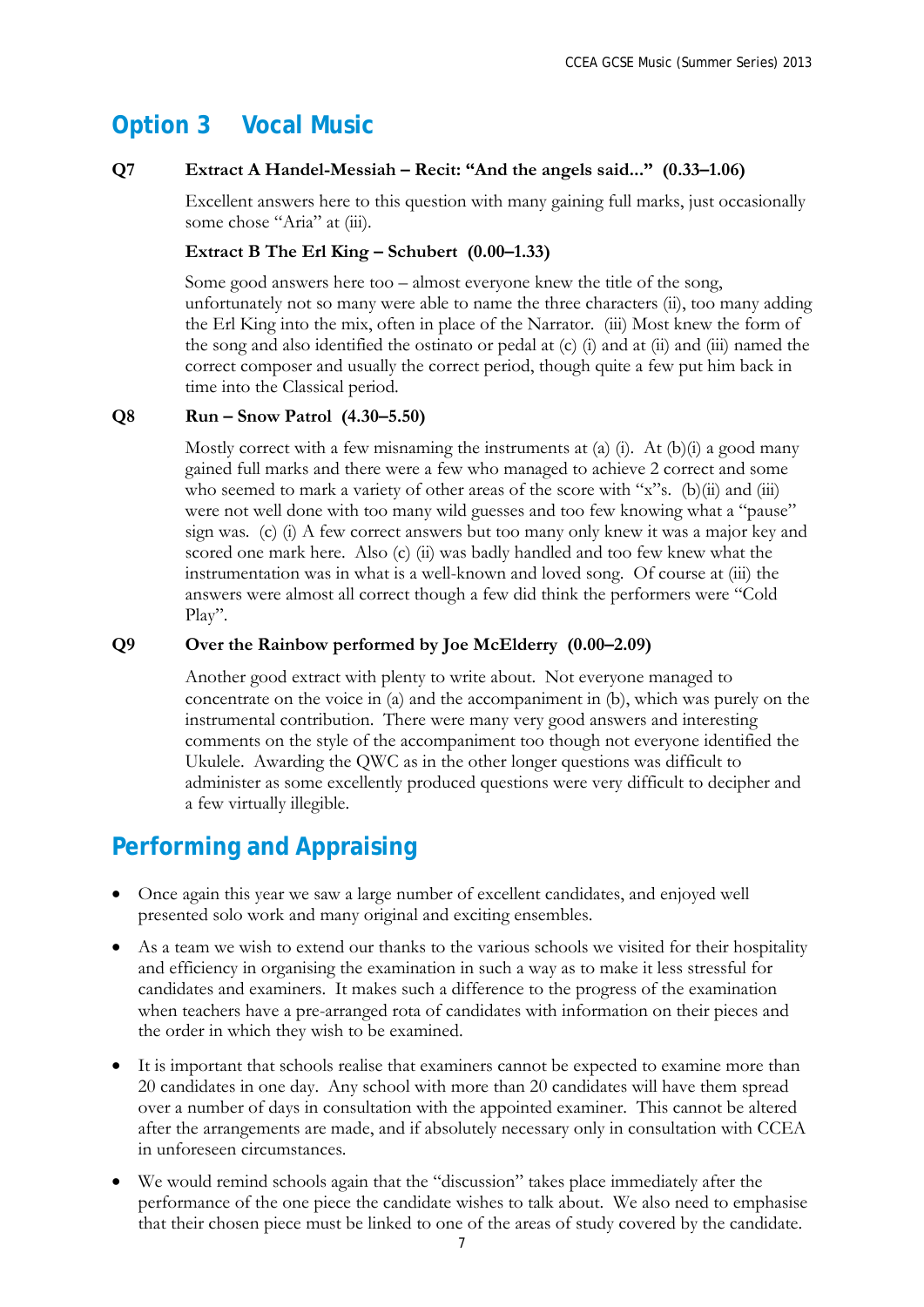## Option 3 Vocal Music

**Q7 Extract A Handel-Messiah – Recit: "And the angels said..." (0.33–1.06)**

Excellent answers here to this question with many gaining full marks, just occasionally some chose "Aria" at (iii).

**Extract B The Erl King – Schubert (0.00–1.33)**

Some good answers here too – almost everyone knew the title of the song, unfortunately not so many were able to name the three characters (ii), too many adding the Erl King into the mix, often in place of the Narrator. (iii) Most knew the form of the song and also identified the ostinato or pedal at (c) (i) and at (ii) and (iii) named the correct composer and usually the correct period, though quite a few put him back in time into the Classical period.

**Q8 Run – Snow Patrol (4.30–5.50)**

Mostly correct with a few misnaming the instruments at (a) (i). At (b)(i) a good many gained full marks and there were a few who managed to achieve 2 correct and some who seemed to mark a variety of other areas of the score with "x"s. (b)(ii) and (iii) were not well done with too many wild guesses and too few knowing what a "pause" sign was. (c) (i) A few correct answers but too many only knew it was a major key and scored one mark here. Also (c) (ii) was badly handled and too few knew what the instrumentation was in what is a well-known and loved song. Of course at (iii) the answers were almost all correct though a few did think the performers were "Cold Play".

**Q9 Over the Rainbow performed by Joe McElderry (0.00–2.09)**

Another good extract with plenty to write about. Not everyone managed to concentrate on the voice in (a) and the accompaniment in (b), which was purely on the instrumental contribution. There were many very good answers and interesting comments on the style of the accompaniment too though not everyone identified the Ukulele. Awarding the QWC as in the other longer questions was difficult to administer as some excellently produced questions were very difficult to decipher and a few virtually illegible.

## Performing and Appraising

- Once again this year we saw a large number of excellent candidates, and enjoyed well presented solo work and many original and exciting ensembles.
- As a team we wish to extend our thanks to the various schools we visited for their hospitality and efficiency in organising the examination in such a way as to make it less stressful for candidates and examiners. It makes such a difference to the progress of the examination when teachers have a pre-arranged rota of candidates with information on their pieces and the order in which they wish to be examined.
- It is important that schools realise that examiners cannot be expected to examine more than 20 candidates in one day. Any school with more than 20 candidates will have them spread over a number of days in consultation with the appointed examiner. This cannot be altered after the arrangements are made, and if absolutely necessary only in consultation with CCEA in unforeseen circumstances.
- We would remind schools again that the "discussion" takes place immediately after the performance of the one piece the candidate wishes to talk about. We also need to emphasise that their chosen piece must be linked to one of the areas of study covered by the candidate.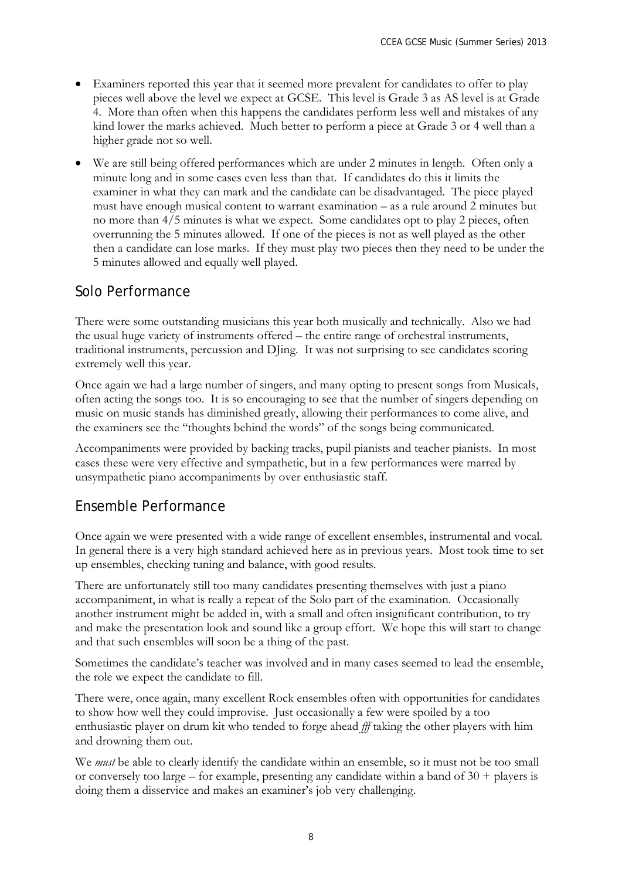- Examiners reported this year that it seemed more prevalent for candidates to offer to play pieces well above the level we expect at GCSE. This level is Grade 3 as AS level is at Grade 4. More than often when this happens the candidates perform less well and mistakes of any kind lower the marks achieved. Much better to perform a piece at Grade 3 or 4 well than a higher grade not so well.
- We are still being offered performances which are under 2 minutes in length. Often only a minute long and in some cases even less than that. If candidates do this it limits the examiner in what they can mark and the candidate can be disadvantaged. The piece played must have enough musical content to warrant examination – as a rule around 2 minutes but no more than 4/5 minutes is what we expect. Some candidates opt to play 2 pieces, often overrunning the 5 minutes allowed. If one of the pieces is not as well played as the other then a candidate can lose marks. If they must play two pieces then they need to be under the 5 minutes allowed and equally well played.

## Solo Performance

There were some outstanding musicians this year both musically and technically. Also we had the usual huge variety of instruments offered – the entire range of orchestral instruments, traditional instruments, percussion and DJing. It was not surprising to see candidates scoring extremely well this year.

Once again we had a large number of singers, and many opting to present songs from Musicals, often acting the songs too. It is so encouraging to see that the number of singers depending on music on music stands has diminished greatly, allowing their performances to come alive, and the examiners see the "thoughts behind the words" of the songs being communicated.

Accompaniments were provided by backing tracks, pupil pianists and teacher pianists. In most cases these were very effective and sympathetic, but in a few performances were marred by unsympathetic piano accompaniments by over enthusiastic staff.

## Ensemble Performance

Once again we were presented with a wide range of excellent ensembles, instrumental and vocal. In general there is a very high standard achieved here as in previous years. Most took time to set up ensembles, checking tuning and balance, with good results.

There are unfortunately still too many candidates presenting themselves with just a piano accompaniment, in what is really a repeat of the Solo part of the examination. Occasionally another instrument might be added in, with a small and often insignificant contribution, to try and make the presentation look and sound like a group effort. We hope this will start to change and that such ensembles will soon be a thing of the past.

Sometimes the candidate's teacher was involved and in many cases seemed to lead the ensemble, the role we expect the candidate to fill.

There were, once again, many excellent Rock ensembles often with opportunities for candidates to show how well they could improvise. Just occasionally a few were spoiled by a too enthusiastic player on drum kit who tended to forge ahead *fff* taking the other players with him and drowning them out.

We *must* be able to clearly identify the candidate within an ensemble, so it must not be too small or conversely too large – for example, presenting any candidate within a band of 30 + players is doing them a disservice and makes an examiner's job very challenging.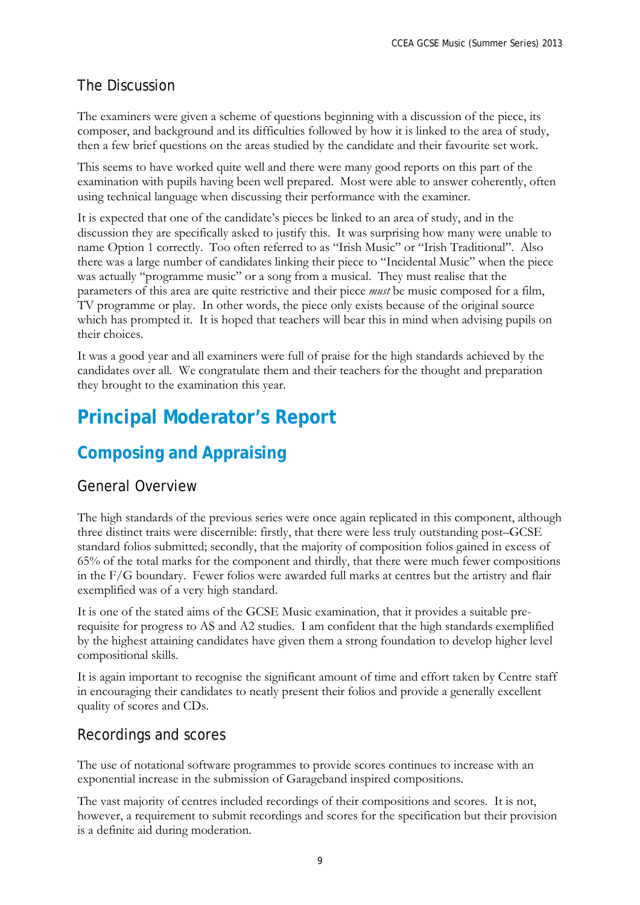### The Discussion

The examiners were given a scheme of questions beginning with a discussion of the piece, its composer, and background and its difficulties followed by how it is linked to the area of study, then a few brief questions on the areas studied by the candidate and their favourite set work.

This seems to have worked quite well and there were many good reports on this part of the examination with pupils having been well prepared. Most were able to answer coherently, often using technical language when discussing their performance with the examiner.

It is expected that one of the candidate's pieces be linked to an area of study, and in the discussion they are specifically asked to justify this. It was surprising how many were unable to name Option 1 correctly. Too often referred to as "Irish Music" or "Irish Traditional". Also there was a large number of candidates linking their piece to "Incidental Music" when the piece was actually "programme music" or a song from a musical. They must realise that the parameters of this area are quite restrictive and their piece *must* be music composed for a film, TV programme or play. In other words, the piece only exists because of the original source which has prompted it. It is hoped that teachers will bear this in mind when advising pupils on their choices.

It was a good year and all examiners were full of praise for the high standards achieved by the candidates over all. We congratulate them and their teachers for the thought and preparation they brought to the examination this year.

# Principal Moderator's Report

## Composing and Appraising

### General Overview

The high standards of the previous series were once again replicated in this component, although three distinct traits were discernible: firstly, that there were less truly outstanding post–GCSE standard folios submitted; secondly, that the majority of composition folios gained in excess of 65% of the total marks for the component and thirdly, that there were much fewer compositions in the F/G boundary. Fewer folios were awarded full marks at centres but the artistry and flair exemplified was of a very high standard.

It is one of the stated aims of the GCSE Music examination, that it provides a suitable pre-requisite for progress to AS and A2 studies. I am confident that the high standards exemplified by the highest attaining candidates have given them a strong foundation to develop higher level compositional skills.

It is again important to recognise the significant amount of time and effort taken by Centre staff in encouraging their candidates to neatly present their folios and provide a generally excellent quality of scores and CDs.

### Recordings and scores

The use of notational software programmes to provide scores continues to increase with an exponential increase in the submission of Garageband inspired compositions.

The vast majority of centres included recordings of their compositions and scores. It is not, however, a requirement to submit recordings and scores for the specification but their provision is a definite aid during moderation.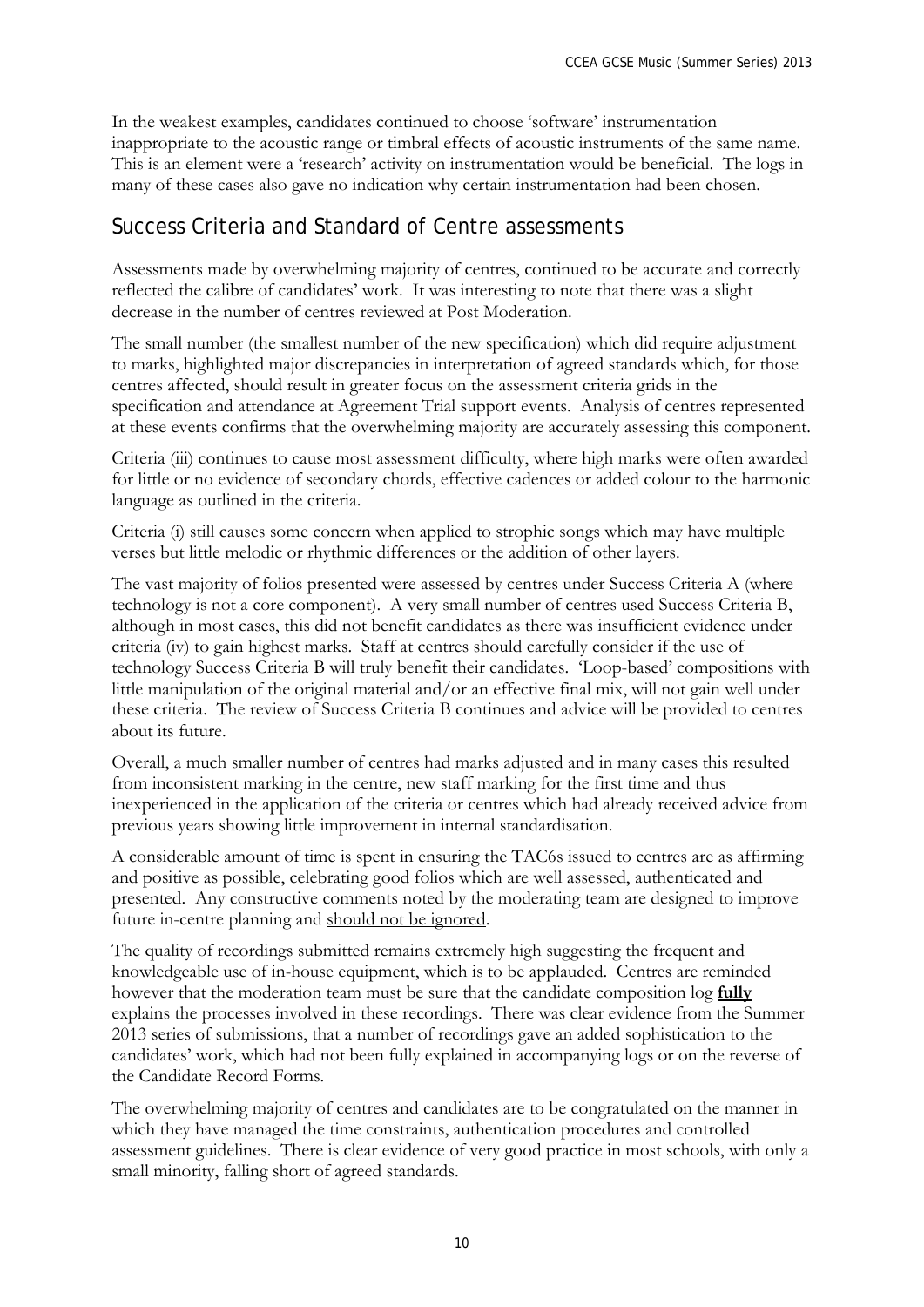In the weakest examples, candidates continued to choose 'software' instrumentation inappropriate to the acoustic range or timbral effects of acoustic instruments of the same name. This is an element were a 'research' activity on instrumentation would be beneficial. The logs in many of these cases also gave no indication why certain instrumentation had been chosen.

## Success Criteria and Standard of Centre assessments

Assessments made by overwhelming majority of centres, continued to be accurate and correctly reflected the calibre of candidates' work. It was interesting to note that there was a slight decrease in the number of centres reviewed at Post Moderation.

The small number (the smallest number of the new specification) which did require adjustment to marks, highlighted major discrepancies in interpretation of agreed standards which, for those centres affected, should result in greater focus on the assessment criteria grids in the specification and attendance at Agreement Trial support events. Analysis of centres represented at these events confirms that the overwhelming majority are accurately assessing this component.

Criteria (iii) continues to cause most assessment difficulty, where high marks were often awarded for little or no evidence of secondary chords, effective cadences or added colour to the harmonic language as outlined in the criteria.

Criteria (i) still causes some concern when applied to strophic songs which may have multiple verses but little melodic or rhythmic differences or the addition of other layers.

The vast majority of folios presented were assessed by centres under Success Criteria A (where technology is not a core component). A very small number of centres used Success Criteria B, although in most cases, this did not benefit candidates as there was insufficient evidence under criteria (iv) to gain highest marks. Staff at centres should carefully consider if the use of technology Success Criteria B will truly benefit their candidates. 'Loop-based' compositions with little manipulation of the original material and/or an effective final mix, will not gain well under these criteria. The review of Success Criteria B continues and advice will be provided to centres about its future.

Overall, a much smaller number of centres had marks adjusted and in many cases this resulted from inconsistent marking in the centre, new staff marking for the first time and thus inexperienced in the application of the criteria or centres which had already received advice from previous years showing little improvement in internal standardisation.

A considerable amount of time is spent in ensuring the TAC6s issued to centres are as affirming and positive as possible, celebrating good folios which are well assessed, authenticated and presented. Any constructive comments noted by the moderating team are designed to improve future in-centre planning and <u>should not be ignored</u>.

The quality of recordings submitted remains extremely high suggesting the frequent and knowledgeable use of in-house equipment, which is to be applauded. Centres are reminded however that the moderation team must be sure that the candidate composition log **<u>fully</u>** explains the processes involved in these recordings. There was clear evidence from the Summer 2013 series of submissions, that a number of recordings gave an added sophistication to the candidates' work, which had not been fully explained in accompanying logs or on the reverse of the Candidate Record Forms.

The overwhelming majority of centres and candidates are to be congratulated on the manner in which they have managed the time constraints, authentication procedures and controlled assessment guidelines. There is clear evidence of very good practice in most schools, with only a small minority, falling short of agreed standards.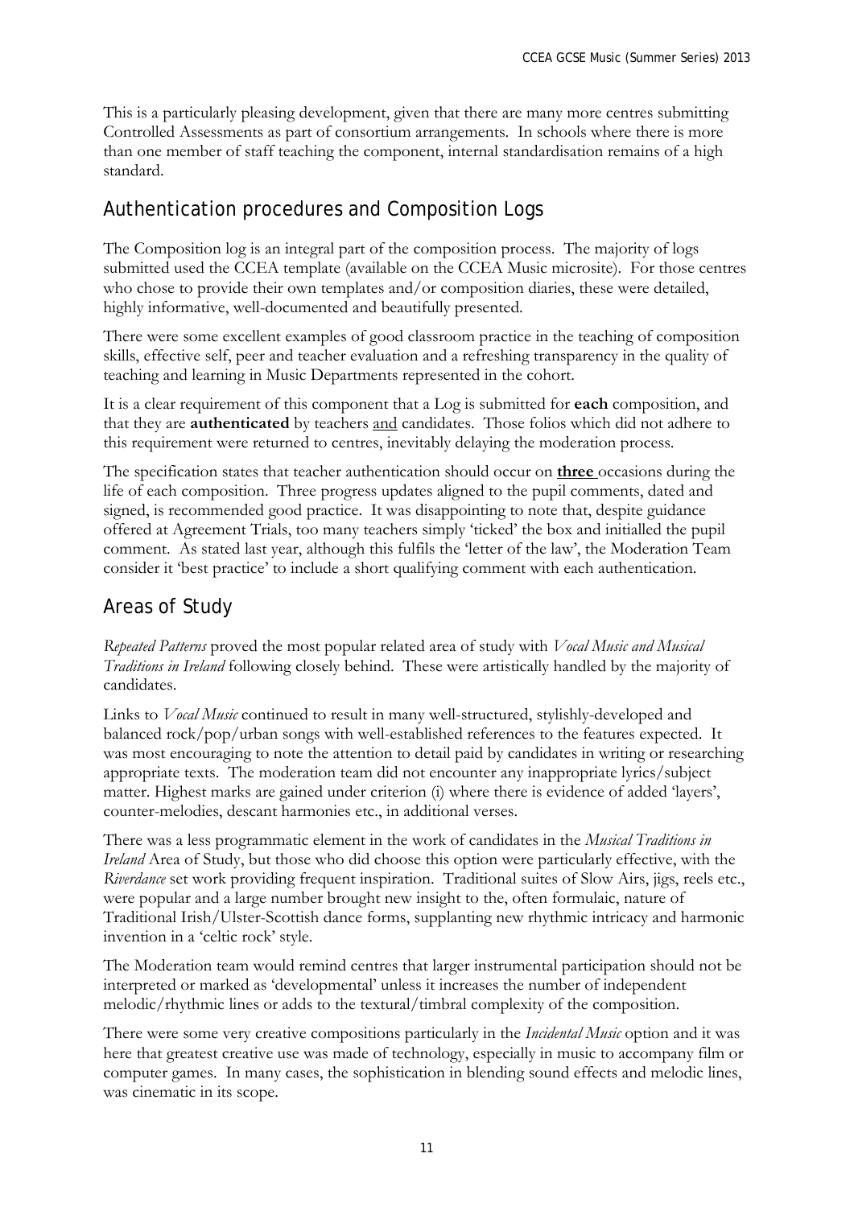This is a particularly pleasing development, given that there are many more centres submitting Controlled Assessments as part of consortium arrangements. In schools where there is more than one member of staff teaching the component, internal standardisation remains of a high standard.

## Authentication procedures and Composition Logs

The Composition log is an integral part of the composition process. The majority of logs submitted used the CCEA template (available on the CCEA Music microsite). For those centres who chose to provide their own templates and/or composition diaries, these were detailed, highly informative, well-documented and beautifully presented.

There were some excellent examples of good classroom practice in the teaching of composition skills, effective self, peer and teacher evaluation and a refreshing transparency in the quality of teaching and learning in Music Departments represented in the cohort.

It is a clear requirement of this component that a Log is submitted for **each** composition, and that they are **authenticated** by teachers <u>and</u> candidates. Those folios which did not adhere to this requirement were returned to centres, inevitably delaying the moderation process.

The specification states that teacher authentication should occur on <u>**three**</u> occasions during the life of each composition. Three progress updates aligned to the pupil comments, dated and signed, is recommended good practice. It was disappointing to note that, despite guidance offered at Agreement Trials, too many teachers simply 'ticked' the box and initialled the pupil comment. As stated last year, although this fulfils the 'letter of the law', the Moderation Team consider it 'best practice' to include a short qualifying comment with each authentication.

## Areas of Study

*Repeated Patterns* proved the most popular related area of study with *Vocal Music and Musical Traditions in Ireland* following closely behind. These were artistically handled by the majority of candidates.

Links to *Vocal Music* continued to result in many well-structured, stylishly-developed and balanced rock/pop/urban songs with well-established references to the features expected. It was most encouraging to note the attention to detail paid by candidates in writing or researching appropriate texts. The moderation team did not encounter any inappropriate lyrics/subject matter. Highest marks are gained under criterion (i) where there is evidence of added 'layers', counter-melodies, descant harmonies etc., in additional verses.

There was a less programmatic element in the work of candidates in the *Musical Traditions in Ireland* Area of Study, but those who did choose this option were particularly effective, with the *Riverdance* set work providing frequent inspiration. Traditional suites of Slow Airs, jigs, reels etc., were popular and a large number brought new insight to the, often formulaic, nature of Traditional Irish/Ulster-Scottish dance forms, supplanting new rhythmic intricacy and harmonic invention in a 'celtic rock' style.

The Moderation team would remind centres that larger instrumental participation should not be interpreted or marked as 'developmental' unless it increases the number of independent melodic/rhythmic lines or adds to the textural/timbral complexity of the composition.

There were some very creative compositions particularly in the *Incidental Music* option and it was here that greatest creative use was made of technology, especially in music to accompany film or computer games. In many cases, the sophistication in blending sound effects and melodic lines, was cinematic in its scope.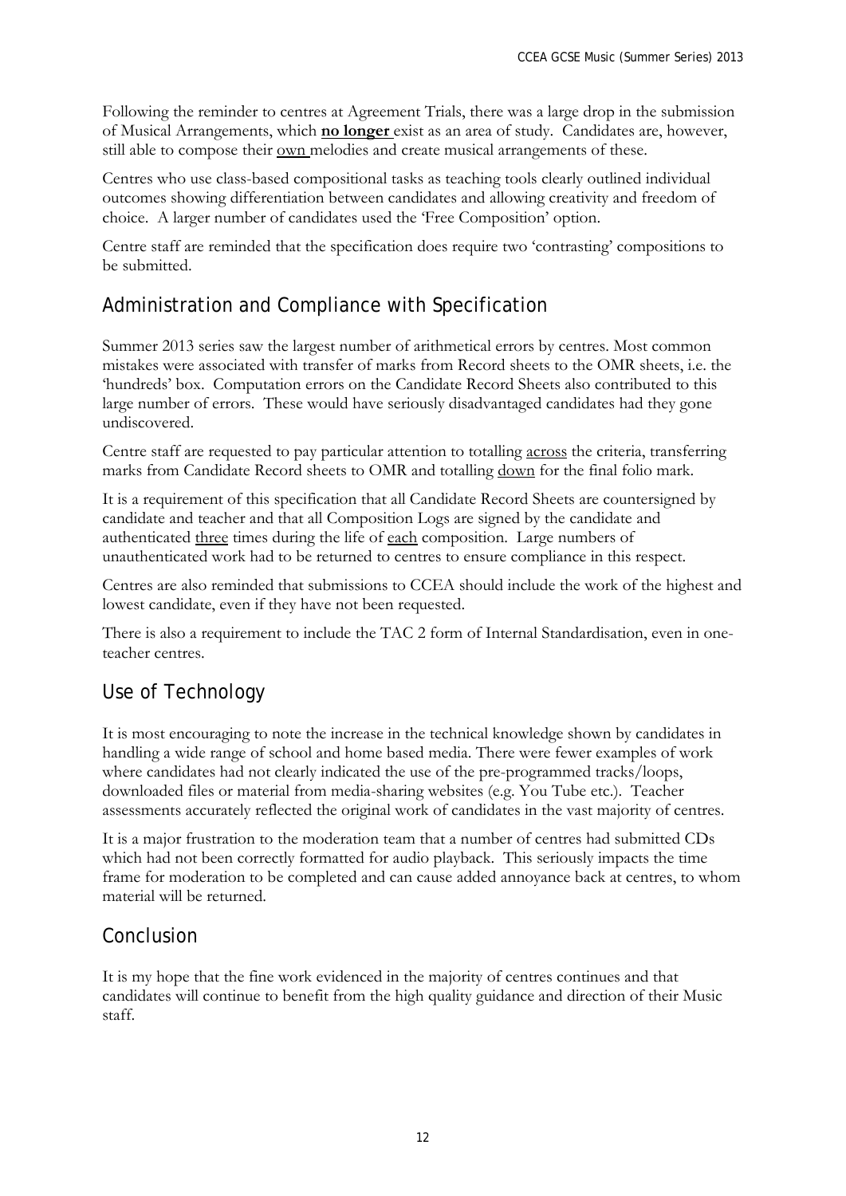Following the reminder to centres at Agreement Trials, there was a large drop in the submission of Musical Arrangements, which **no longer** exist as an area of study. Candidates are, however, still able to compose their own melodies and create musical arrangements of these.

Centres who use class-based compositional tasks as teaching tools clearly outlined individual outcomes showing differentiation between candidates and allowing creativity and freedom of choice. A larger number of candidates used the 'Free Composition' option.

Centre staff are reminded that the specification does require two 'contrasting' compositions to be submitted.

## Administration and Compliance with Specification

Summer 2013 series saw the largest number of arithmetical errors by centres. Most common mistakes were associated with transfer of marks from Record sheets to the OMR sheets, i.e. the 'hundreds' box. Computation errors on the Candidate Record Sheets also contributed to this large number of errors. These would have seriously disadvantaged candidates had they gone undiscovered.

Centre staff are requested to pay particular attention to totalling across the criteria, transferring marks from Candidate Record sheets to OMR and totalling down for the final folio mark.

It is a requirement of this specification that all Candidate Record Sheets are countersigned by candidate and teacher and that all Composition Logs are signed by the candidate and authenticated three times during the life of each composition. Large numbers of unauthenticated work had to be returned to centres to ensure compliance in this respect.

Centres are also reminded that submissions to CCEA should include the work of the highest and lowest candidate, even if they have not been requested.

There is also a requirement to include the TAC 2 form of Internal Standardisation, even in one-teacher centres.

## Use of Technology

It is most encouraging to note the increase in the technical knowledge shown by candidates in handling a wide range of school and home based media. There were fewer examples of work where candidates had not clearly indicated the use of the pre-programmed tracks/loops, downloaded files or material from media-sharing websites (e.g. You Tube etc.). Teacher assessments accurately reflected the original work of candidates in the vast majority of centres.

It is a major frustration to the moderation team that a number of centres had submitted CDs which had not been correctly formatted for audio playback. This seriously impacts the time frame for moderation to be completed and can cause added annoyance back at centres, to whom material will be returned.

## Conclusion

It is my hope that the fine work evidenced in the majority of centres continues and that candidates will continue to benefit from the high quality guidance and direction of their Music staff.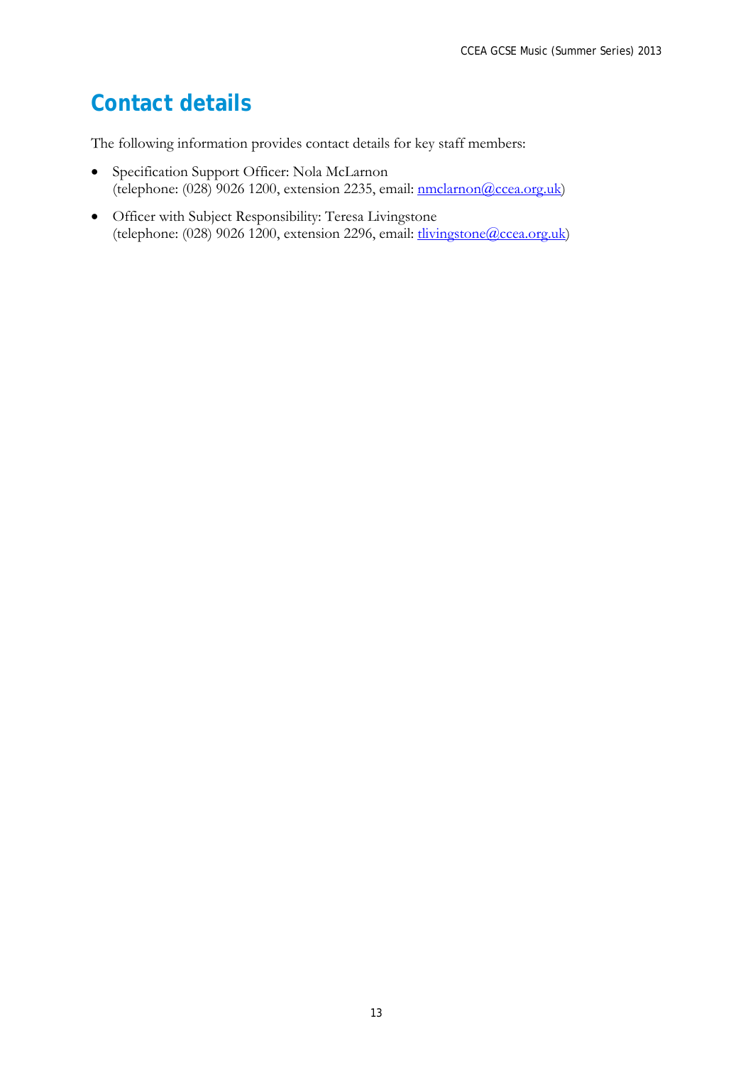# Contact details

The following information provides contact details for key staff members:

- Specification Support Officer: Nola McLarnon
  (telephone: (028) 9026 1200, extension 2235, email: nmclarnon@ccea.org.uk)
- Officer with Subject Responsibility: Teresa Livingstone
  (telephone: (028) 9026 1200, extension 2296, email: tlivingstone@ccea.org.uk)